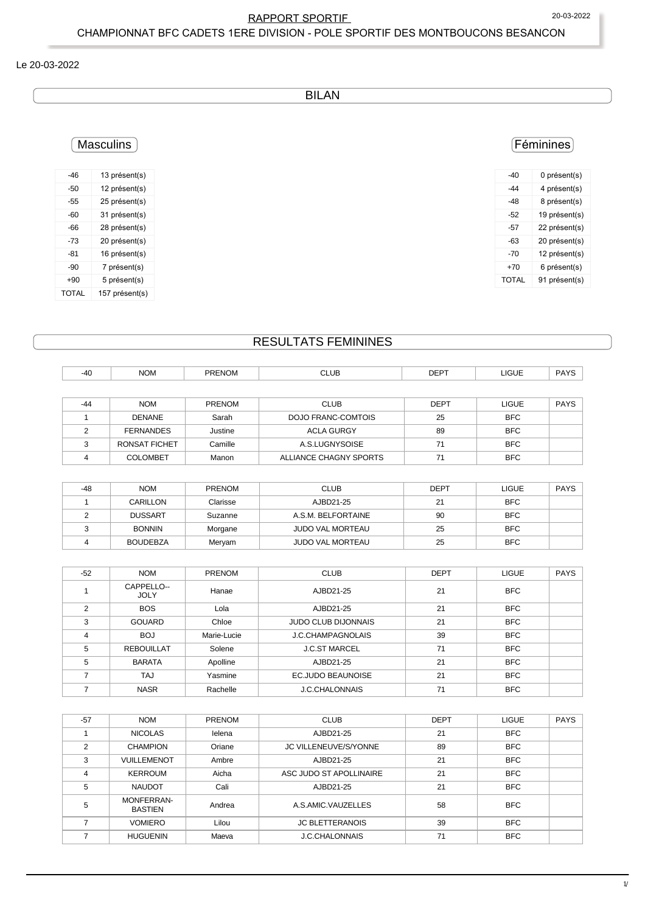RAPPORT SPORTIF

CHAMPIONNAT BFC CADETS 1ERE DIVISION - POLE SPORTIF DES MONTBOUCONS BESANCON

Le 20-03-2022

## BILAN

### Masculins

| -46 | 13 présent(s) |
|---|---|
| -50 | 12 présent(s) |
| -55 | 25 présent(s) |
| -60 | 31 présent(s) |
| -66 | 28 présent(s) |
| -73 | 20 présent(s) |
| -81 | 16 présent(s) |
| -90 | 7 présent(s) |
| +90 | 5 présent(s) |
| TOTAL | 157 présent(s) |

### Féminines

| -40 | 0 présent(s) |
|---|---|
| -44 | 4 présent(s) |
| -48 | 8 présent(s) |
| -52 | 19 présent(s) |
| -57 | 22 présent(s) |
| -63 | 20 présent(s) |
| -70 | 12 présent(s) |
| +70 | 6 présent(s) |
| TOTAL | 91 présent(s) |

## RESULTATS FEMININES

| -40 | NOM | PRENOM | CLUB | DEPT | LIGUE | PAYS |
|---|---|---|---|---|---|---|

| -44 | NOM | PRENOM | CLUB | DEPT | LIGUE | PAYS |
|---|---|---|---|---|---|---|
| 1 | DENANE | Sarah | DOJO FRANC-COMTOIS | 25 | BFC | |
| 2 | FERNANDES | Justine | ACLA GURGY | 89 | BFC | |
| 3 | RONSAT FICHET | Camille | A.S.LUGNYSOISE | 71 | BFC | |
| 4 | COLOMBET | Manon | ALLIANCE CHAGNY SPORTS | 71 | BFC | |

| -48 | NOM | PRENOM | CLUB | DEPT | LIGUE | PAYS |
|---|---|---|---|---|---|---|
| 1 | CARILLON | Clarisse | AJBD21-25 | 21 | BFC | |
| 2 | DUSSART | Suzanne | A.S.M. BELFORTAINE | 90 | BFC | |
| 3 | BONNIN | Morgane | JUDO VAL MORTEAU | 25 | BFC | |
| 4 | BOUDEBZA | Meryam | JUDO VAL MORTEAU | 25 | BFC | |

| -52 | NOM | PRENOM | CLUB | DEPT | LIGUE | PAYS |
|---|---|---|---|---|---|---|
| 1 | CAPPELLO--JOLY | Hanae | AJBD21-25 | 21 | BFC | |
| 2 | BOS | Lola | AJBD21-25 | 21 | BFC | |
| 3 | GOUARD | Chloe | JUDO CLUB DIJONNAIS | 21 | BFC | |
| 4 | BOJ | Marie-Lucie | J.C.CHAMPAGNOLAIS | 39 | BFC | |
| 5 | REBOUILLAT | Solene | J.C.ST MARCEL | 71 | BFC | |
| 5 | BARATA | Apolline | AJBD21-25 | 21 | BFC | |
| 7 | TAJ | Yasmine | EC.JUDO BEAUNOISE | 21 | BFC | |
| 7 | NASR | Rachelle | J.C.CHALONNAIS | 71 | BFC | |

| -57 | NOM | PRENOM | CLUB | DEPT | LIGUE | PAYS |
|---|---|---|---|---|---|---|
| 1 | NICOLAS | Ielena | AJBD21-25 | 21 | BFC | |
| 2 | CHAMPION | Oriane | JC VILLENEUVE/S/YONNE | 89 | BFC | |
| 3 | VUILLEMENOT | Ambre | AJBD21-25 | 21 | BFC | |
| 4 | KERROUM | Aicha | ASC JUDO ST APOLLINAIRE | 21 | BFC | |
| 5 | NAUDOT | Cali | AJBD21-25 | 21 | BFC | |
| 5 | MONFERRAN-BASTIEN | Andrea | A.S.AMIC.VAUZELLES | 58 | BFC | |
| 7 | VOMIERO | Lilou | JC BLETTERANOIS | 39 | BFC | |
| 7 | HUGUENIN | Maeva | J.C.CHALONNAIS | 71 | BFC | |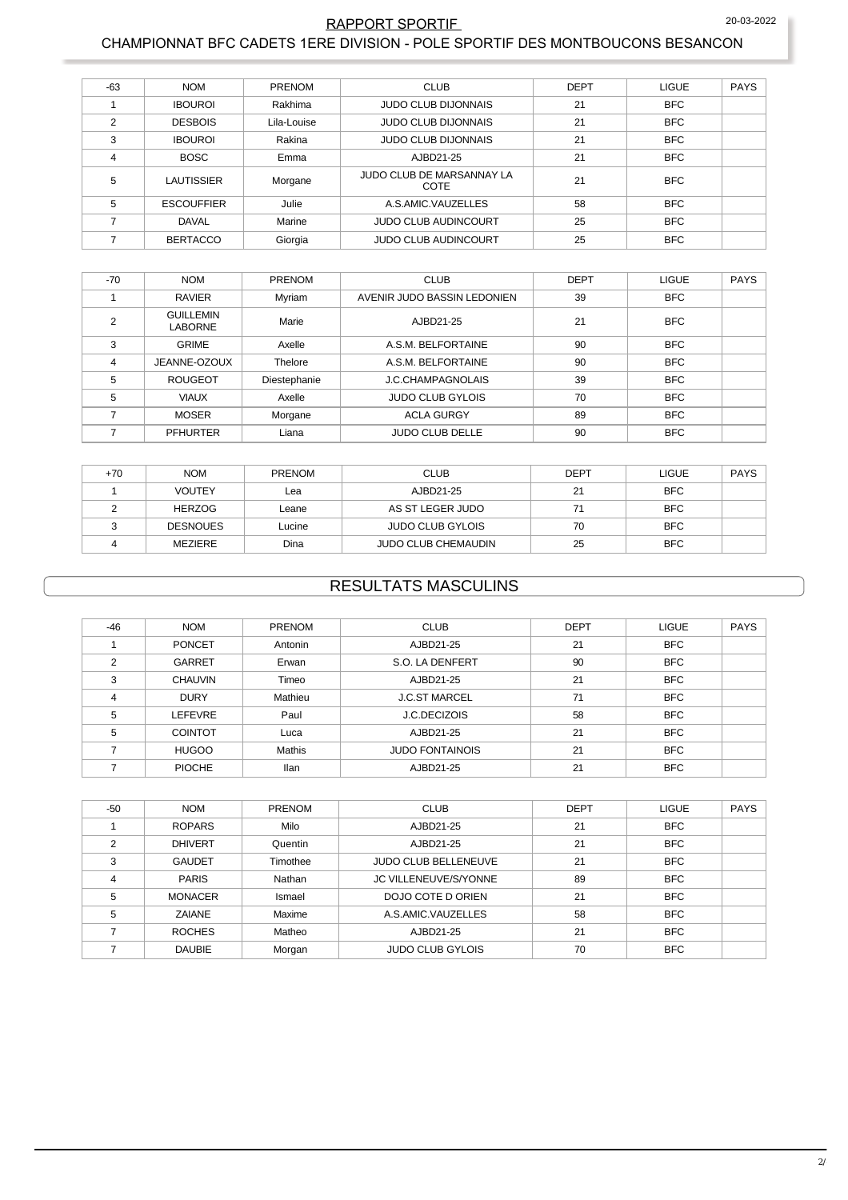# RAPPORT SPORTIF

## CHAMPIONNAT BFC CADETS 1ERE DIVISION - POLE SPORTIF DES MONTBOUCONS BESANCON

| -63 | NOM | PRENOM | CLUB | DEPT | LIGUE | PAYS |
|---|---|---|---|---|---|---|
| 1 | IBOUROI | Rakhima | JUDO CLUB DIJONNAIS | 21 | BFC | |
| 2 | DESBOIS | Lila-Louise | JUDO CLUB DIJONNAIS | 21 | BFC | |
| 3 | IBOUROI | Rakina | JUDO CLUB DIJONNAIS | 21 | BFC | |
| 4 | BOSC | Emma | AJBD21-25 | 21 | BFC | |
| 5 | LAUTISSIER | Morgane | JUDO CLUB DE MARSANNAY LA COTE | 21 | BFC | |
| 5 | ESCOUFFIER | Julie | A.S.AMIC.VAUZELLES | 58 | BFC | |
| 7 | DAVAL | Marine | JUDO CLUB AUDINCOURT | 25 | BFC | |
| 7 | BERTACCO | Giorgia | JUDO CLUB AUDINCOURT | 25 | BFC | |

| -70 | NOM | PRENOM | CLUB | DEPT | LIGUE | PAYS |
|---|---|---|---|---|---|---|
| 1 | RAVIER | Myriam | AVENIR JUDO BASSIN LEDONIEN | 39 | BFC | |
| 2 | GUILLEMIN LABORNE | Marie | AJBD21-25 | 21 | BFC | |
| 3 | GRIME | Axelle | A.S.M. BELFORTAINE | 90 | BFC | |
| 4 | JEANNE-OZOUX | Thelore | A.S.M. BELFORTAINE | 90 | BFC | |
| 5 | ROUGEOT | Diestephanie | J.C.CHAMPAGNOLAIS | 39 | BFC | |
| 5 | VIAUX | Axelle | JUDO CLUB GYLOIS | 70 | BFC | |
| 7 | MOSER | Morgane | ACLA GURGY | 89 | BFC | |
| 7 | PFHURTER | Liana | JUDO CLUB DELLE | 90 | BFC | |

| +70 | NOM | PRENOM | CLUB | DEPT | LIGUE | PAYS |
|---|---|---|---|---|---|---|
| 1 | VOUTEY | Lea | AJBD21-25 | 21 | BFC | |
| 2 | HERZOG | Leane | AS ST LEGER JUDO | 71 | BFC | |
| 3 | DESNOUES | Lucine | JUDO CLUB GYLOIS | 70 | BFC | |
| 4 | MEZIERE | Dina | JUDO CLUB CHEMAUDIN | 25 | BFC | |

## RESULTATS MASCULINS

| -46 | NOM | PRENOM | CLUB | DEPT | LIGUE | PAYS |
|---|---|---|---|---|---|---|
| 1 | PONCET | Antonin | AJBD21-25 | 21 | BFC | |
| 2 | GARRET | Erwan | S.O. LA DENFERT | 90 | BFC | |
| 3 | CHAUVIN | Timeo | AJBD21-25 | 21 | BFC | |
| 4 | DURY | Mathieu | J.C.ST MARCEL | 71 | BFC | |
| 5 | LEFEVRE | Paul | J.C.DECIZOIS | 58 | BFC | |
| 5 | COINTOT | Luca | AJBD21-25 | 21 | BFC | |
| 7 | HUGOO | Mathis | JUDO FONTAINOIS | 21 | BFC | |
| 7 | PIOCHE | Ilan | AJBD21-25 | 21 | BFC | |

| -50 | NOM | PRENOM | CLUB | DEPT | LIGUE | PAYS |
|---|---|---|---|---|---|---|
| 1 | ROPARS | Milo | AJBD21-25 | 21 | BFC | |
| 2 | DHIVERT | Quentin | AJBD21-25 | 21 | BFC | |
| 3 | GAUDET | Timothee | JUDO CLUB BELLENEUVE | 21 | BFC | |
| 4 | PARIS | Nathan | JC VILLENEUVE/S/YONNE | 89 | BFC | |
| 5 | MONACER | Ismael | DOJO COTE D ORIEN | 21 | BFC | |
| 5 | ZAIANE | Maxime | A.S.AMIC.VAUZELLES | 58 | BFC | |
| 7 | ROCHES | Matheo | AJBD21-25 | 21 | BFC | |
| 7 | DAUBIE | Morgan | JUDO CLUB GYLOIS | 70 | BFC | |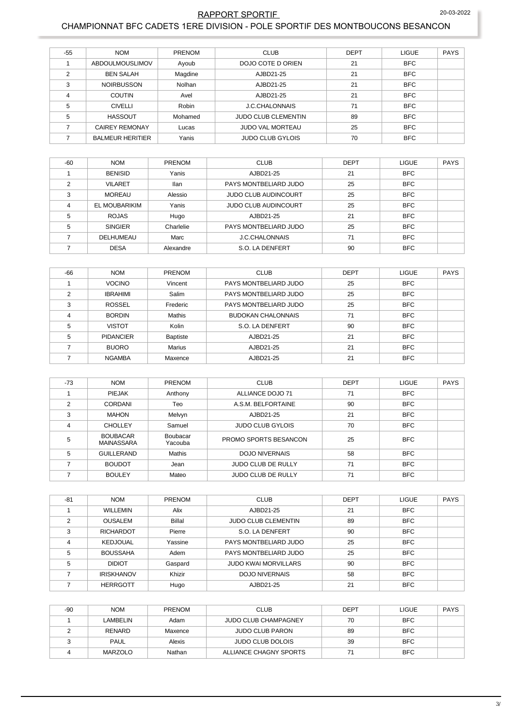## RAPPORT SPORTIF

## CHAMPIONNAT BFC CADETS 1ERE DIVISION - POLE SPORTIF DES MONTBOUCONS BESANCON

| -55 | NOM | PRENOM | CLUB | DEPT | LIGUE | PAYS |
|---|---|---|---|---|---|---|
| 1 | ABDOULMOUSLIMOV | Ayoub | DOJO COTE D ORIEN | 21 | BFC | |
| 2 | BEN SALAH | Magdine | AJBD21-25 | 21 | BFC | |
| 3 | NOIRBUSSON | Nolhan | AJBD21-25 | 21 | BFC | |
| 4 | COUTIN | Avel | AJBD21-25 | 21 | BFC | |
| 5 | CIVELLI | Robin | J.C.CHALONNAIS | 71 | BFC | |
| 5 | HASSOUT | Mohamed | JUDO CLUB CLEMENTIN | 89 | BFC | |
| 7 | CAIREY REMONAY | Lucas | JUDO VAL MORTEAU | 25 | BFC | |
| 7 | BALMEUR HERITIER | Yanis | JUDO CLUB GYLOIS | 70 | BFC | |

| -60 | NOM | PRENOM | CLUB | DEPT | LIGUE | PAYS |
|---|---|---|---|---|---|---|
| 1 | BENISID | Yanis | AJBD21-25 | 21 | BFC | |
| 2 | VILARET | Ilan | PAYS MONTBELIARD JUDO | 25 | BFC | |
| 3 | MOREAU | Alessio | JUDO CLUB AUDINCOURT | 25 | BFC | |
| 4 | EL MOUBARIKIM | Yanis | JUDO CLUB AUDINCOURT | 25 | BFC | |
| 5 | ROJAS | Hugo | AJBD21-25 | 21 | BFC | |
| 5 | SINGIER | Charlelie | PAYS MONTBELIARD JUDO | 25 | BFC | |
| 7 | DELHUMEAU | Marc | J.C.CHALONNAIS | 71 | BFC | |
| 7 | DESA | Alexandre | S.O. LA DENFERT | 90 | BFC | |

| -66 | NOM | PRENOM | CLUB | DEPT | LIGUE | PAYS |
|---|---|---|---|---|---|---|
| 1 | VOCINO | Vincent | PAYS MONTBELIARD JUDO | 25 | BFC | |
| 2 | IBRAHIMI | Salim | PAYS MONTBELIARD JUDO | 25 | BFC | |
| 3 | ROSSEL | Frederic | PAYS MONTBELIARD JUDO | 25 | BFC | |
| 4 | BORDIN | Mathis | BUDOKAN CHALONNAIS | 71 | BFC | |
| 5 | VISTOT | Kolin | S.O. LA DENFERT | 90 | BFC | |
| 5 | PIDANCIER | Baptiste | AJBD21-25 | 21 | BFC | |
| 7 | BUORO | Marius | AJBD21-25 | 21 | BFC | |
| 7 | NGAMBA | Maxence | AJBD21-25 | 21 | BFC | |

| -73 | NOM | PRENOM | CLUB | DEPT | LIGUE | PAYS |
|---|---|---|---|---|---|---|
| 1 | PIEJAK | Anthony | ALLIANCE DOJO 71 | 71 | BFC | |
| 2 | CORDANI | Teo | A.S.M. BELFORTAINE | 90 | BFC | |
| 3 | MAHON | Melvyn | AJBD21-25 | 21 | BFC | |
| 4 | CHOLLEY | Samuel | JUDO CLUB GYLOIS | 70 | BFC | |
| 5 | BOUBACAR MAINASSARA | Boubacar Yacouba | PROMO SPORTS BESANCON | 25 | BFC | |
| 5 | GUILLERAND | Mathis | DOJO NIVERNAIS | 58 | BFC | |
| 7 | BOUDOT | Jean | JUDO CLUB DE RULLY | 71 | BFC | |
| 7 | BOULEY | Mateo | JUDO CLUB DE RULLY | 71 | BFC | |

| -81 | NOM | PRENOM | CLUB | DEPT | LIGUE | PAYS |
|---|---|---|---|---|---|---|
| 1 | WILLEMIN | Alix | AJBD21-25 | 21 | BFC | |
| 2 | OUSALEM | Billal | JUDO CLUB CLEMENTIN | 89 | BFC | |
| 3 | RICHARDOT | Pierre | S.O. LA DENFERT | 90 | BFC | |
| 4 | KEDJOUAL | Yassine | PAYS MONTBELIARD JUDO | 25 | BFC | |
| 5 | BOUSSAHA | Adem | PAYS MONTBELIARD JUDO | 25 | BFC | |
| 5 | DIDIOT | Gaspard | JUDO KWAI MORVILLARS | 90 | BFC | |
| 7 | IRISKHANOV | Khizir | DOJO NIVERNAIS | 58 | BFC | |
| 7 | HERRGOTT | Hugo | AJBD21-25 | 21 | BFC | |

| -90 | NOM | PRENOM | CLUB | DEPT | LIGUE | PAYS |
|---|---|---|---|---|---|---|
| 1 | LAMBELIN | Adam | JUDO CLUB CHAMPAGNEY | 70 | BFC | |
| 2 | RENARD | Maxence | JUDO CLUB PARON | 89 | BFC | |
| 3 | PAUL | Alexis | JUDO CLUB DOLOIS | 39 | BFC | |
| 4 | MARZOLO | Nathan | ALLIANCE CHAGNY SPORTS | 71 | BFC | |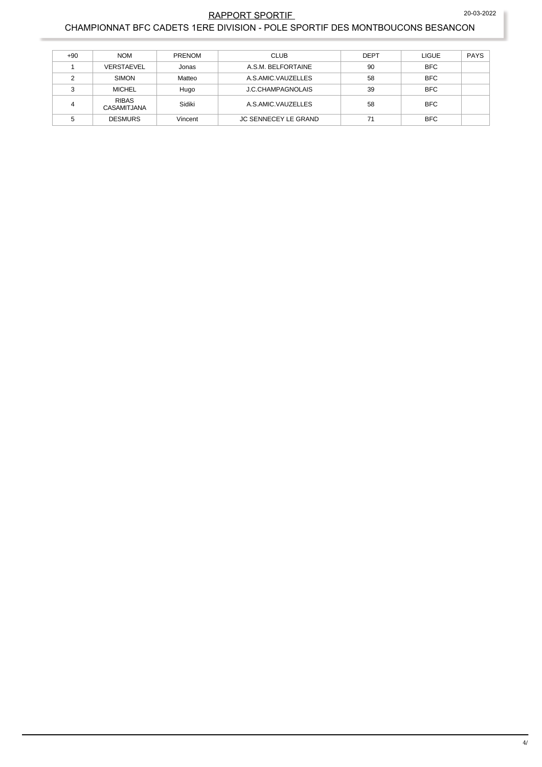| +90 | NOM | PRENOM | CLUB | DEPT | LIGUE | PAYS |
|---|---|---|---|---|---|---|
| 1 | VERSTAEVEL | Jonas | A.S.M. BELFORTAINE | 90 | BFC | |
| 2 | SIMON | Matteo | A.S.AMIC.VAUZELLES | 58 | BFC | |
| 3 | MICHEL | Hugo | J.C.CHAMPAGNOLAIS | 39 | BFC | |
| 4 | RIBAS CASAMITJANA | Sidiki | A.S.AMIC.VAUZELLES | 58 | BFC | |
| 5 | DESMURS | Vincent | JC SENNECEY LE GRAND | 71 | BFC | |